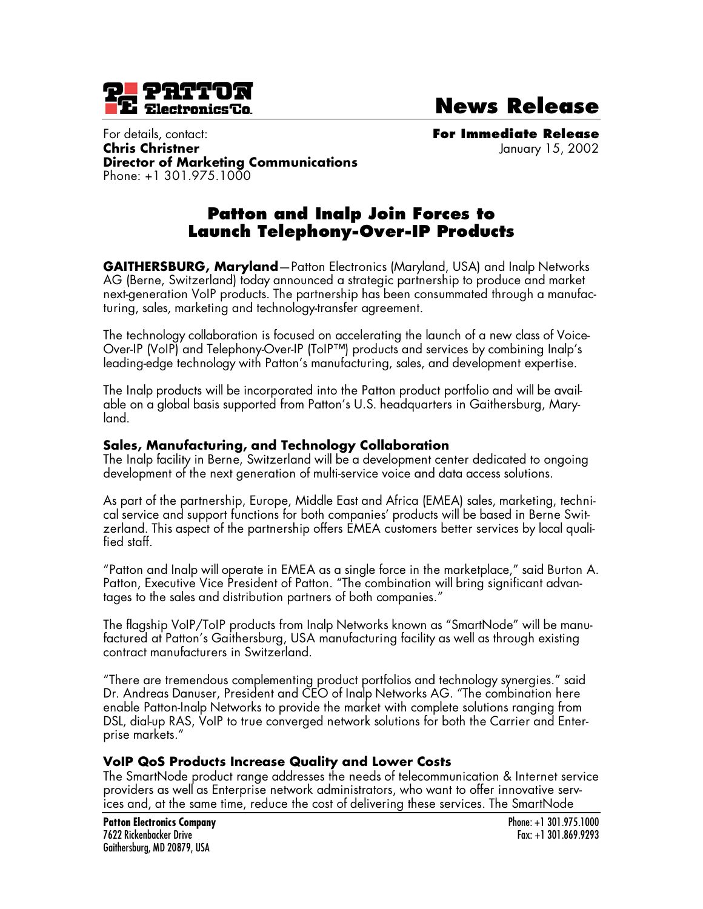# News Release

For details, contact:
**Chris Christner**
**Director of Marketing Communications**
Phone: +1 301.975.1000

**For Immediate Release**
January 15, 2002

## Patton and Inalp Join Forces to Launch Telephony-Over-IP Products

**GAITHERSBURG, Maryland**—Patton Electronics (Maryland, USA) and Inalp Networks AG (Berne, Switzerland) today announced a strategic partnership to produce and market next-generation VoIP products. The partnership has been consummated through a manufacturing, sales, marketing and technology-transfer agreement.

The technology collaboration is focused on accelerating the launch of a new class of Voice-Over-IP (VoIP) and Telephony-Over-IP (ToIP™) products and services by combining Inalp's leading-edge technology with Patton's manufacturing, sales, and development expertise.

The Inalp products will be incorporated into the Patton product portfolio and will be available on a global basis supported from Patton's U.S. headquarters in Gaithersburg, Maryland.

### Sales, Manufacturing, and Technology Collaboration

The Inalp facility in Berne, Switzerland will be a development center dedicated to ongoing development of the next generation of multi-service voice and data access solutions.

As part of the partnership, Europe, Middle East and Africa (EMEA) sales, marketing, technical service and support functions for both companies' products will be based in Berne Switzerland. This aspect of the partnership offers EMEA customers better services by local qualified staff.

"Patton and Inalp will operate in EMEA as a single force in the marketplace," said Burton A. Patton, Executive Vice President of Patton. "The combination will bring significant advantages to the sales and distribution partners of both companies."

The flagship VoIP/ToIP products from Inalp Networks known as "SmartNode" will be manufactured at Patton's Gaithersburg, USA manufacturing facility as well as through existing contract manufacturers in Switzerland.

"There are tremendous complementing product portfolios and technology synergies." said Dr. Andreas Danuser, President and CEO of Inalp Networks AG. "The combination here enable Patton-Inalp Networks to provide the market with complete solutions ranging from DSL, dial-up RAS, VoIP to true converged network solutions for both the Carrier and Enterprise markets."

### VoIP QoS Products Increase Quality and Lower Costs

The SmartNode product range addresses the needs of telecommunication & Internet service providers as well as Enterprise network administrators, who want to offer innovative services and, at the same time, reduce the cost of delivering these services. The SmartNode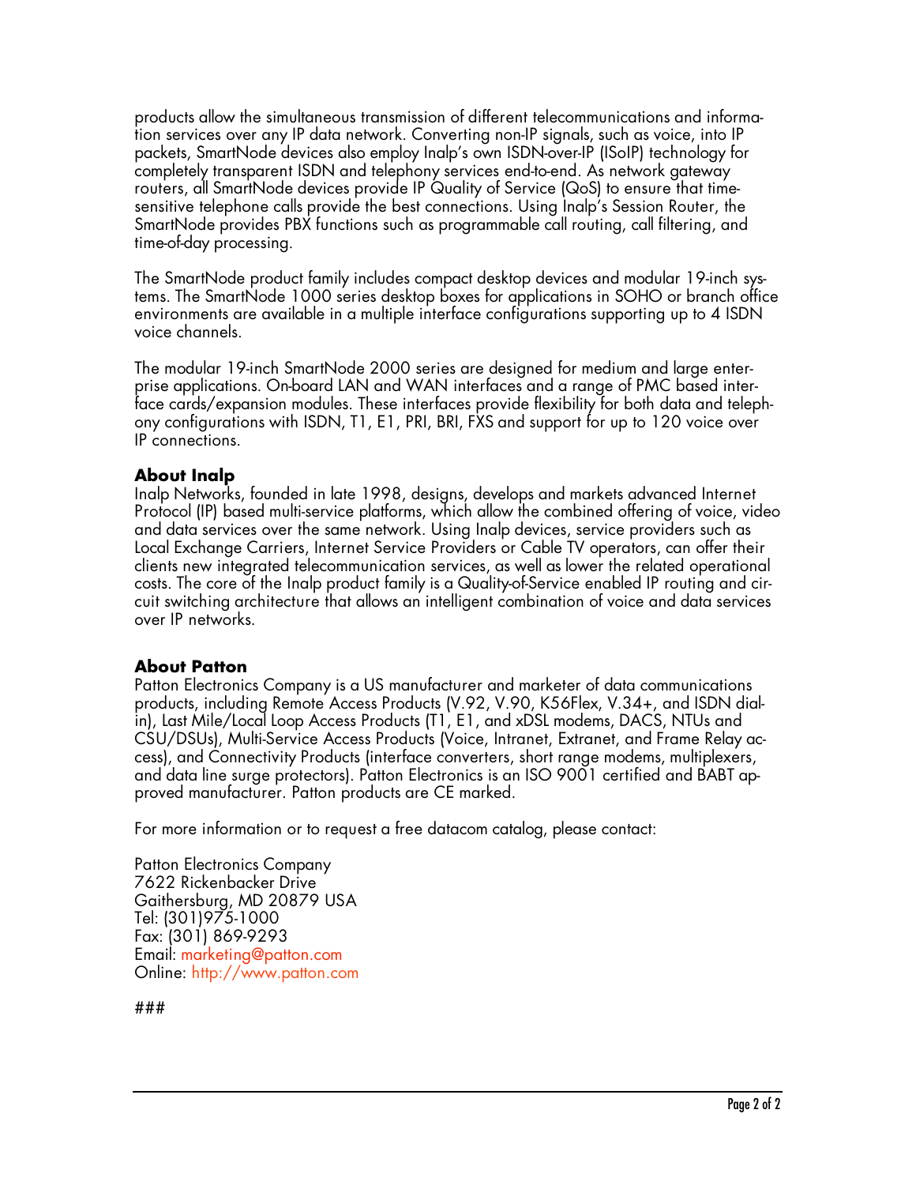products allow the simultaneous transmission of different telecommunications and information services over any IP data network. Converting non-IP signals, such as voice, into IP packets, SmartNode devices also employ Inalp's own ISDN-over-IP (ISoIP) technology for completely transparent ISDN and telephony services end-to-end. As network gateway routers, all SmartNode devices provide IP Quality of Service (QoS) to ensure that time-sensitive telephone calls provide the best connections. Using Inalp's Session Router, the SmartNode provides PBX functions such as programmable call routing, call filtering, and time-of-day processing.

The SmartNode product family includes compact desktop devices and modular 19-inch systems. The SmartNode 1000 series desktop boxes for applications in SOHO or branch office environments are available in a multiple interface configurations supporting up to 4 ISDN voice channels.

The modular 19-inch SmartNode 2000 series are designed for medium and large enterprise applications. On-board LAN and WAN interfaces and a range of PMC based interface cards/expansion modules. These interfaces provide flexibility for both data and telephony configurations with ISDN, T1, E1, PRI, BRI, FXS and support for up to 120 voice over IP connections.

**About Inalp**

Inalp Networks, founded in late 1998, designs, develops and markets advanced Internet Protocol (IP) based multi-service platforms, which allow the combined offering of voice, video and data services over the same network. Using Inalp devices, service providers such as Local Exchange Carriers, Internet Service Providers or Cable TV operators, can offer their clients new integrated telecommunication services, as well as lower the related operational costs. The core of the Inalp product family is a Quality-of-Service enabled IP routing and circuit switching architecture that allows an intelligent combination of voice and data services over IP networks.

**About Patton**

Patton Electronics Company is a US manufacturer and marketer of data communications products, including Remote Access Products (V.92, V.90, K56Flex, V.34+, and ISDN dial-in), Last Mile/Local Loop Access Products (T1, E1, and xDSL modems, DACS, NTUs and CSU/DSUs), Multi-Service Access Products (Voice, Intranet, Extranet, and Frame Relay access), and Connectivity Products (interface converters, short range modems, multiplexers, and data line surge protectors). Patton Electronics is an ISO 9001 certified and BABT approved manufacturer. Patton products are CE marked.

For more information or to request a free datacom catalog, please contact:

Patton Electronics Company
7622 Rickenbacker Drive
Gaithersburg, MD 20879 USA
Tel: (301)975-1000
Fax: (301) 869-9293
Email: marketing@patton.com
Online: http://www.patton.com

###